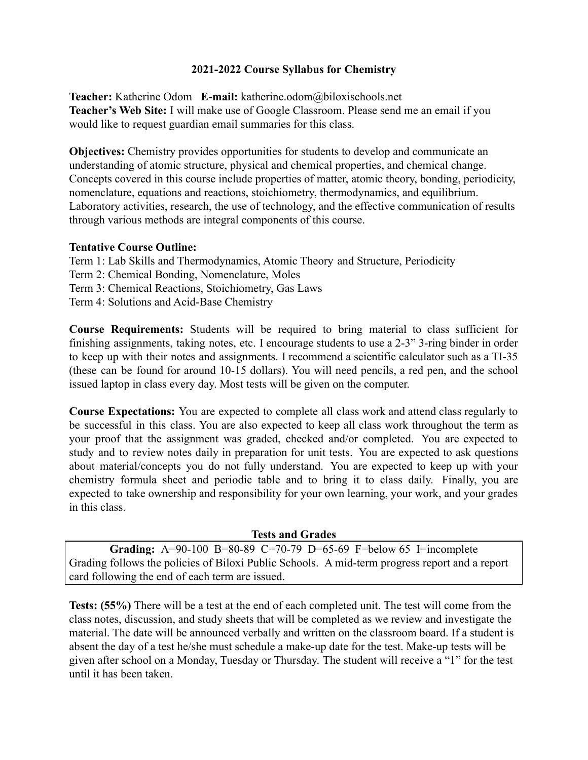# 2021-2022 Course Syllabus for Chemistry

**Teacher:** Katherine Odom **E-mail:** katherine.odom@biloxischools.net
**Teacher's Web Site:** I will make use of Google Classroom. Please send me an email if you would like to request guardian email summaries for this class.

**Objectives:** Chemistry provides opportunities for students to develop and communicate an understanding of atomic structure, physical and chemical properties, and chemical change. Concepts covered in this course include properties of matter, atomic theory, bonding, periodicity, nomenclature, equations and reactions, stoichiometry, thermodynamics, and equilibrium. Laboratory activities, research, the use of technology, and the effective communication of results through various methods are integral components of this course.

**Tentative Course Outline:**
Term 1: Lab Skills and Thermodynamics, Atomic Theory and Structure, Periodicity
Term 2: Chemical Bonding, Nomenclature, Moles
Term 3: Chemical Reactions, Stoichiometry, Gas Laws
Term 4: Solutions and Acid-Base Chemistry

**Course Requirements:** Students will be required to bring material to class sufficient for finishing assignments, taking notes, etc. I encourage students to use a 2-3" 3-ring binder in order to keep up with their notes and assignments. I recommend a scientific calculator such as a TI-35 (these can be found for around 10-15 dollars). You will need pencils, a red pen, and the school issued laptop in class every day. Most tests will be given on the computer.

**Course Expectations:** You are expected to complete all class work and attend class regularly to be successful in this class. You are also expected to keep all class work throughout the term as your proof that the assignment was graded, checked and/or completed. You are expected to study and to review notes daily in preparation for unit tests. You are expected to ask questions about material/concepts you do not fully understand. You are expected to keep up with your chemistry formula sheet and periodic table and to bring it to class daily. Finally, you are expected to take ownership and responsibility for your own learning, your work, and your grades in this class.

## Tests and Grades

**Grading:** A=90-100 B=80-89 C=70-79 D=65-69 F=below 65 I=incomplete
Grading follows the policies of Biloxi Public Schools. A mid-term progress report and a report card following the end of each term are issued.

**Tests: (55%)** There will be a test at the end of each completed unit. The test will come from the class notes, discussion, and study sheets that will be completed as we review and investigate the material. The date will be announced verbally and written on the classroom board. If a student is absent the day of a test he/she must schedule a make-up date for the test. Make-up tests will be given after school on a Monday, Tuesday or Thursday. The student will receive a "1" for the test until it has been taken.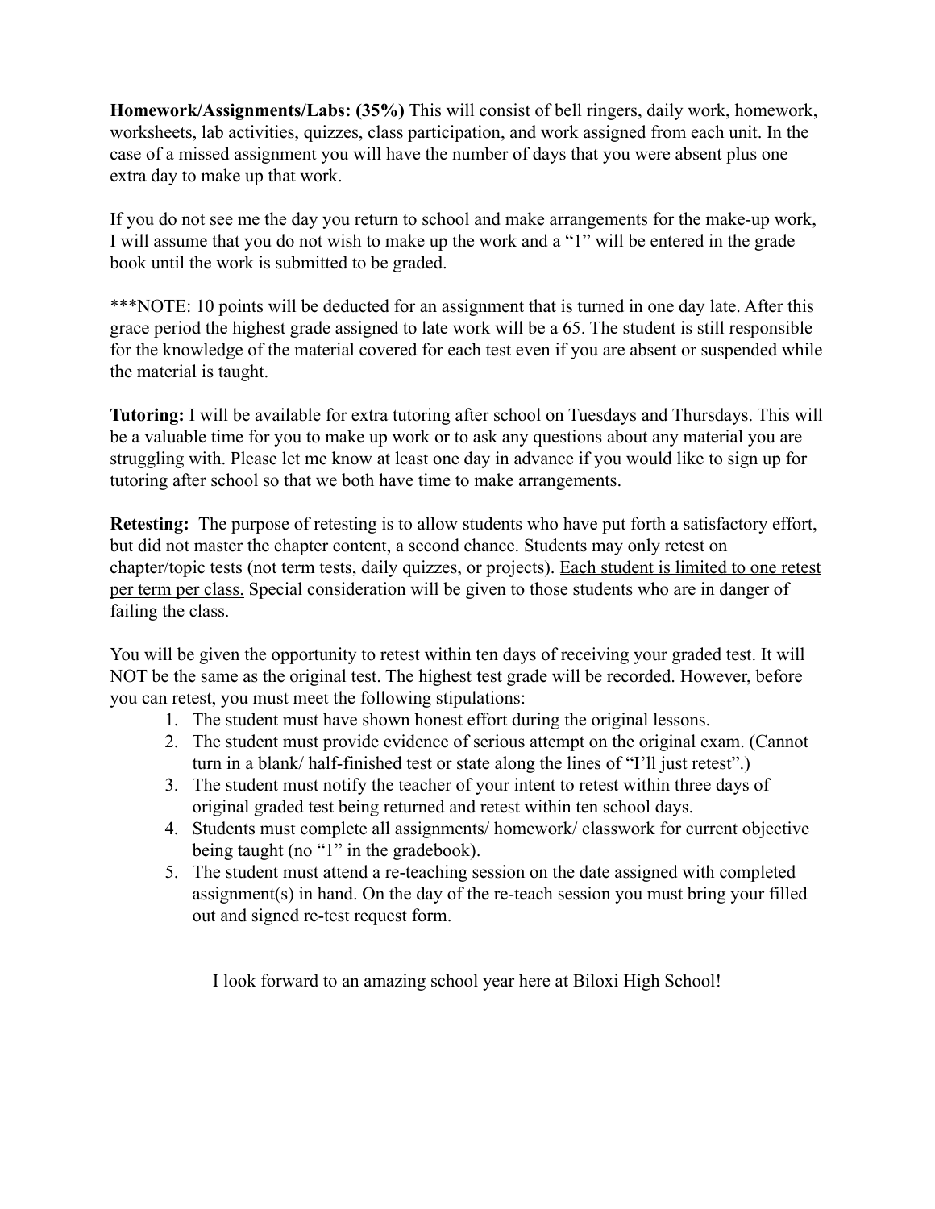**Homework/Assignments/Labs: (35%)** This will consist of bell ringers, daily work, homework, worksheets, lab activities, quizzes, class participation, and work assigned from each unit. In the case of a missed assignment you will have the number of days that you were absent plus one extra day to make up that work.

If you do not see me the day you return to school and make arrangements for the make-up work, I will assume that you do not wish to make up the work and a "1" will be entered in the grade book until the work is submitted to be graded.

***NOTE: 10 points will be deducted for an assignment that is turned in one day late. After this grace period the highest grade assigned to late work will be a 65. The student is still responsible for the knowledge of the material covered for each test even if you are absent or suspended while the material is taught.

**Tutoring:** I will be available for extra tutoring after school on Tuesdays and Thursdays. This will be a valuable time for you to make up work or to ask any questions about any material you are struggling with. Please let me know at least one day in advance if you would like to sign up for tutoring after school so that we both have time to make arrangements.

**Retesting:** The purpose of retesting is to allow students who have put forth a satisfactory effort, but did not master the chapter content, a second chance. Students may only retest on chapter/topic tests (not term tests, daily quizzes, or projects). <u>Each student is limited to one retest per term per class.</u> Special consideration will be given to those students who are in danger of failing the class.

You will be given the opportunity to retest within ten days of receiving your graded test. It will NOT be the same as the original test. The highest test grade will be recorded. However, before you can retest, you must meet the following stipulations:

1. The student must have shown honest effort during the original lessons.
2. The student must provide evidence of serious attempt on the original exam. (Cannot turn in a blank/ half-finished test or state along the lines of "I'll just retest".)
3. The student must notify the teacher of your intent to retest within three days of original graded test being returned and retest within ten school days.
4. Students must complete all assignments/ homework/ classwork for current objective being taught (no "1" in the gradebook).
5. The student must attend a re-teaching session on the date assigned with completed assignment(s) in hand. On the day of the re-teach session you must bring your filled out and signed re-test request form.

I look forward to an amazing school year here at Biloxi High School!